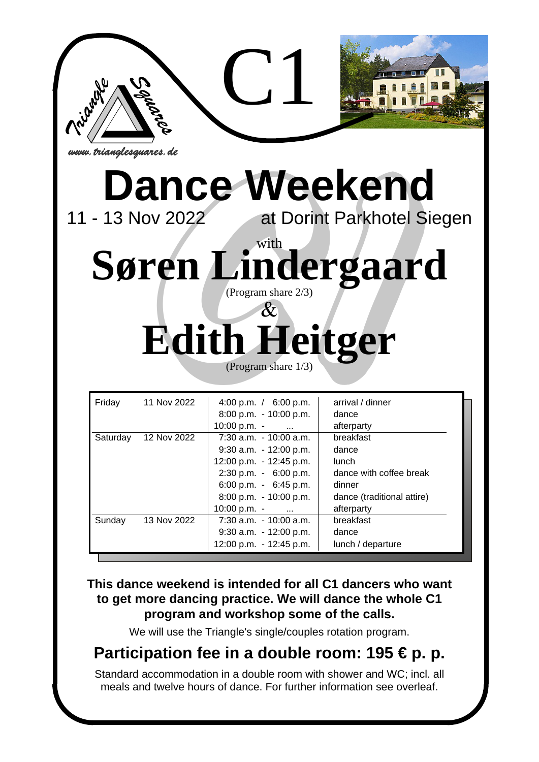Triangle Squares

www.trianglesquares.de

C1

# Dance Weekend

11 - 13 Nov 2022 at Dorint Parkhotel Siegen

with

# Søren Lindergaard

(Program share 2/3)

&

# Edith Heitger

(Program share 1/3)

| Day | Date | Time | Activity |
|---|---|---|---|
| Friday | 11 Nov 2022 | 4:00 p.m. / 6:00 p.m. | arrival / dinner |
| | | 8:00 p.m. - 10:00 p.m. | dance |
| | | 10:00 p.m. - ... | afterparty |
| Saturday | 12 Nov 2022 | 7:30 a.m. - 10:00 a.m. | breakfast |
| | | 9:30 a.m. - 12:00 p.m. | dance |
| | | 12:00 p.m. - 12:45 p.m. | lunch |
| | | 2:30 p.m. - 6:00 p.m. | dance with coffee break |
| | | 6:00 p.m. - 6:45 p.m. | dinner |
| | | 8:00 p.m. - 10:00 p.m. | dance (traditional attire) |
| | | 10:00 p.m. - ... | afterparty |
| Sunday | 13 Nov 2022 | 7:30 a.m. - 10:00 a.m. | breakfast |
| | | 9:30 a.m. - 12:00 p.m. | dance |
| | | 12:00 p.m. - 12:45 p.m. | lunch / departure |

**This dance weekend is intended for all C1 dancers who want to get more dancing practice. We will dance the whole C1 program and workshop some of the calls.**

We will use the Triangle's single/couples rotation program.

## Participation fee in a double room: 195 € p. p.

Standard accommodation in a double room with shower and WC; incl. all meals and twelve hours of dance. For further information see overleaf.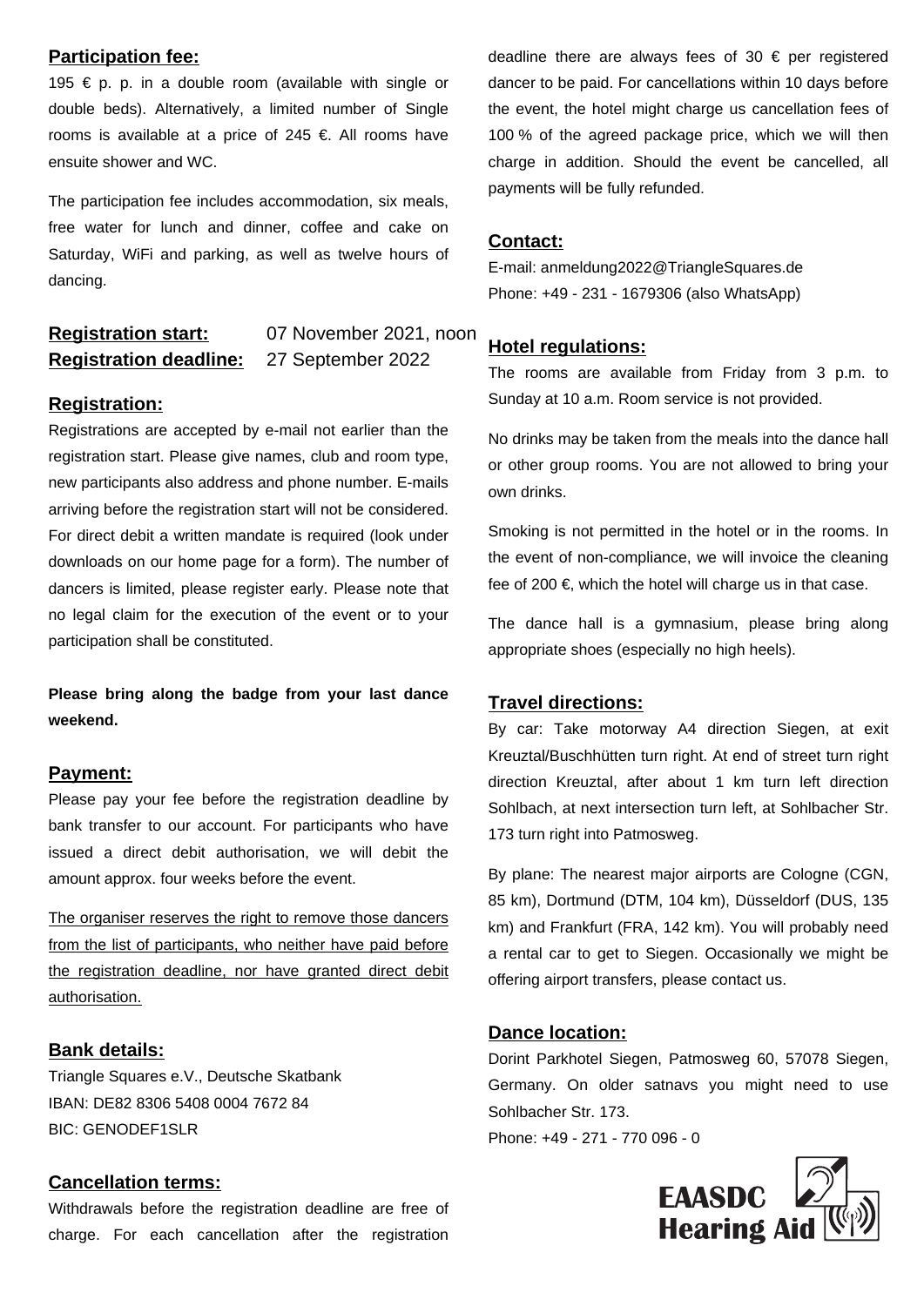## Participation fee:

195 € p. p. in a double room (available with single or double beds). Alternatively, a limited number of Single rooms is available at a price of 245 €. All rooms have ensuite shower and WC.

The participation fee includes accommodation, six meals, free water for lunch and dinner, coffee and cake on Saturday, WiFi and parking, as well as twelve hours of dancing.

**Registration start:** 07 November 2021, noon
**Registration deadline:** 27 September 2022

## Registration:

Registrations are accepted by e-mail not earlier than the registration start. Please give names, club and room type, new participants also address and phone number. E-mails arriving before the registration start will not be considered. For direct debit a written mandate is required (look under downloads on our home page for a form). The number of dancers is limited, please register early. Please note that no legal claim for the execution of the event or to your participation shall be constituted.

**Please bring along the badge from your last dance weekend.**

## Payment:

Please pay your fee before the registration deadline by bank transfer to our account. For participants who have issued a direct debit authorisation, we will debit the amount approx. four weeks before the event.

The organiser reserves the right to remove those dancers from the list of participants, who neither have paid before the registration deadline, nor have granted direct debit authorisation.

## Bank details:

Triangle Squares e.V., Deutsche Skatbank
IBAN: DE82 8306 5408 0004 7672 84
BIC: GENODEF1SLR

## Cancellation terms:

Withdrawals before the registration deadline are free of charge. For each cancellation after the registration deadline there are always fees of 30 € per registered dancer to be paid. For cancellations within 10 days before the event, the hotel might charge us cancellation fees of 100 % of the agreed package price, which we will then charge in addition. Should the event be cancelled, all payments will be fully refunded.

## Contact:

E-mail: anmeldung2022@TriangleSquares.de
Phone: +49 - 231 - 1679306 (also WhatsApp)

## Hotel regulations:

The rooms are available from Friday from 3 p.m. to Sunday at 10 a.m. Room service is not provided.

No drinks may be taken from the meals into the dance hall or other group rooms. You are not allowed to bring your own drinks.

Smoking is not permitted in the hotel or in the rooms. In the event of non-compliance, we will invoice the cleaning fee of 200 €, which the hotel will charge us in that case.

The dance hall is a gymnasium, please bring along appropriate shoes (especially no high heels).

## Travel directions:

By car: Take motorway A4 direction Siegen, at exit Kreuztal/Buschhütten turn right. At end of street turn right direction Kreuztal, after about 1 km turn left direction Sohlbach, at next intersection turn left, at Sohlbacher Str. 173 turn right into Patmosweg.

By plane: The nearest major airports are Cologne (CGN, 85 km), Dortmund (DTM, 104 km), Düsseldorf (DUS, 135 km) and Frankfurt (FRA, 142 km). You will probably need a rental car to get to Siegen. Occasionally we might be offering airport transfers, please contact us.

## Dance location:

Dorint Parkhotel Siegen, Patmosweg 60, 57078 Siegen, Germany. On older satnavs you might need to use Sohlbacher Str. 173.
Phone: +49 - 271 - 770 096 - 0

EAASDC Hearing Aid